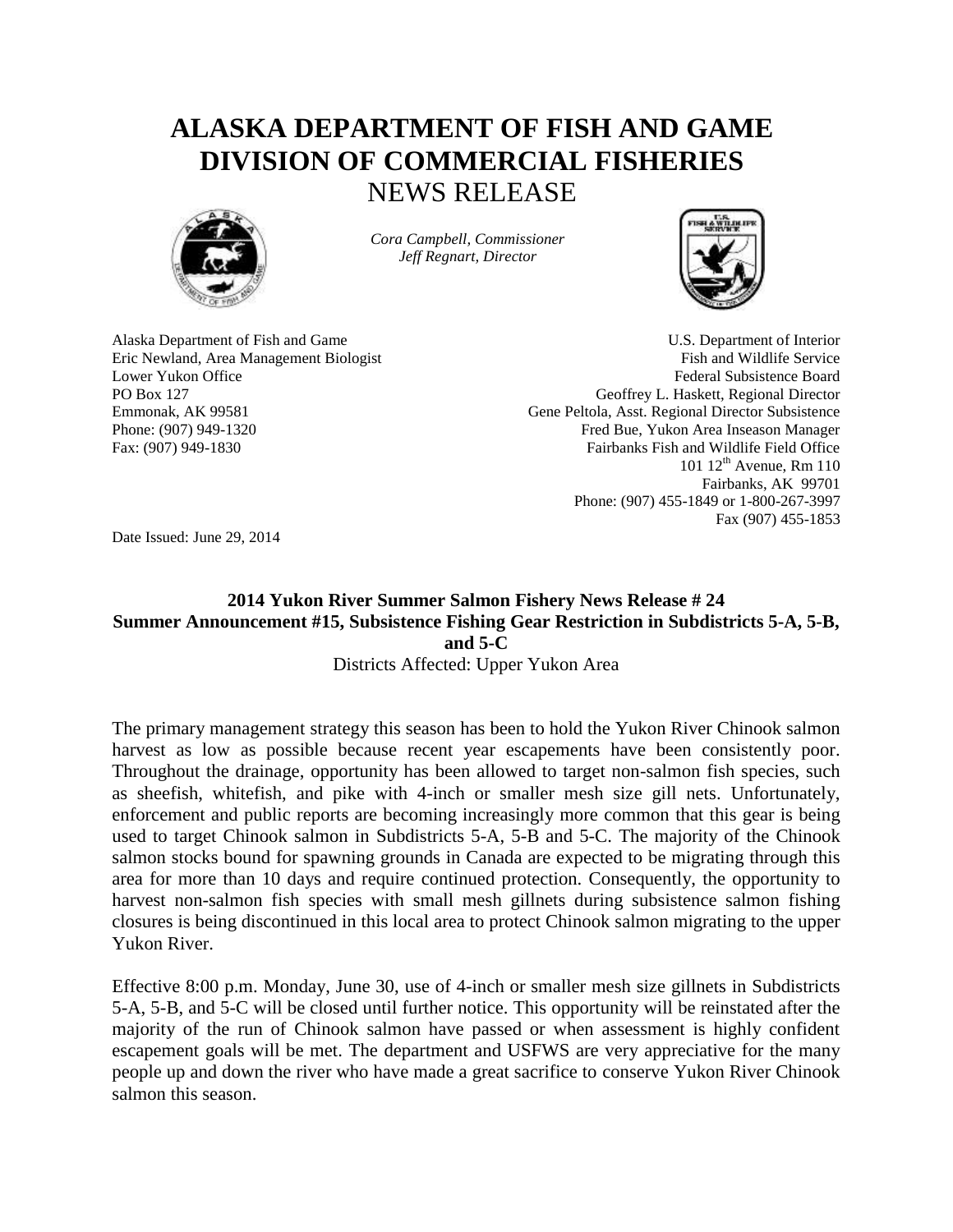# ALASKA DEPARTMENT OF FISH AND GAME
# DIVISION OF COMMERCIAL FISHERIES
## NEWS RELEASE

*Cora Campbell, Commissioner*
*Jeff Regnart, Director*

Alaska Department of Fish and Game
Eric Newland, Area Management Biologist
Lower Yukon Office
PO Box 127
Emmonak, AK 99581
Phone: (907) 949-1320
Fax: (907) 949-1830

U.S. Department of Interior
Fish and Wildlife Service
Federal Subsistence Board
Geoffrey L. Haskett, Regional Director
Gene Peltola, Asst. Regional Director Subsistence
Fred Bue, Yukon Area Inseason Manager
Fairbanks Fish and Wildlife Field Office
101 12th Avenue, Rm 110
Fairbanks, AK 99701
Phone: (907) 455-1849 or 1-800-267-3997
Fax (907) 455-1853

Date Issued: June 29, 2014

**2014 Yukon River Summer Salmon Fishery News Release # 24**
**Summer Announcement #15, Subsistence Fishing Gear Restriction in Subdistricts 5-A, 5-B, and 5-C**
Districts Affected: Upper Yukon Area

The primary management strategy this season has been to hold the Yukon River Chinook salmon harvest as low as possible because recent year escapements have been consistently poor. Throughout the drainage, opportunity has been allowed to target non-salmon fish species, such as sheefish, whitefish, and pike with 4-inch or smaller mesh size gill nets. Unfortunately, enforcement and public reports are becoming increasingly more common that this gear is being used to target Chinook salmon in Subdistricts 5-A, 5-B and 5-C. The majority of the Chinook salmon stocks bound for spawning grounds in Canada are expected to be migrating through this area for more than 10 days and require continued protection. Consequently, the opportunity to harvest non-salmon fish species with small mesh gillnets during subsistence salmon fishing closures is being discontinued in this local area to protect Chinook salmon migrating to the upper Yukon River.

Effective 8:00 p.m. Monday, June 30, use of 4-inch or smaller mesh size gillnets in Subdistricts 5-A, 5-B, and 5-C will be closed until further notice. This opportunity will be reinstated after the majority of the run of Chinook salmon have passed or when assessment is highly confident escapement goals will be met. The department and USFWS are very appreciative for the many people up and down the river who have made a great sacrifice to conserve Yukon River Chinook salmon this season.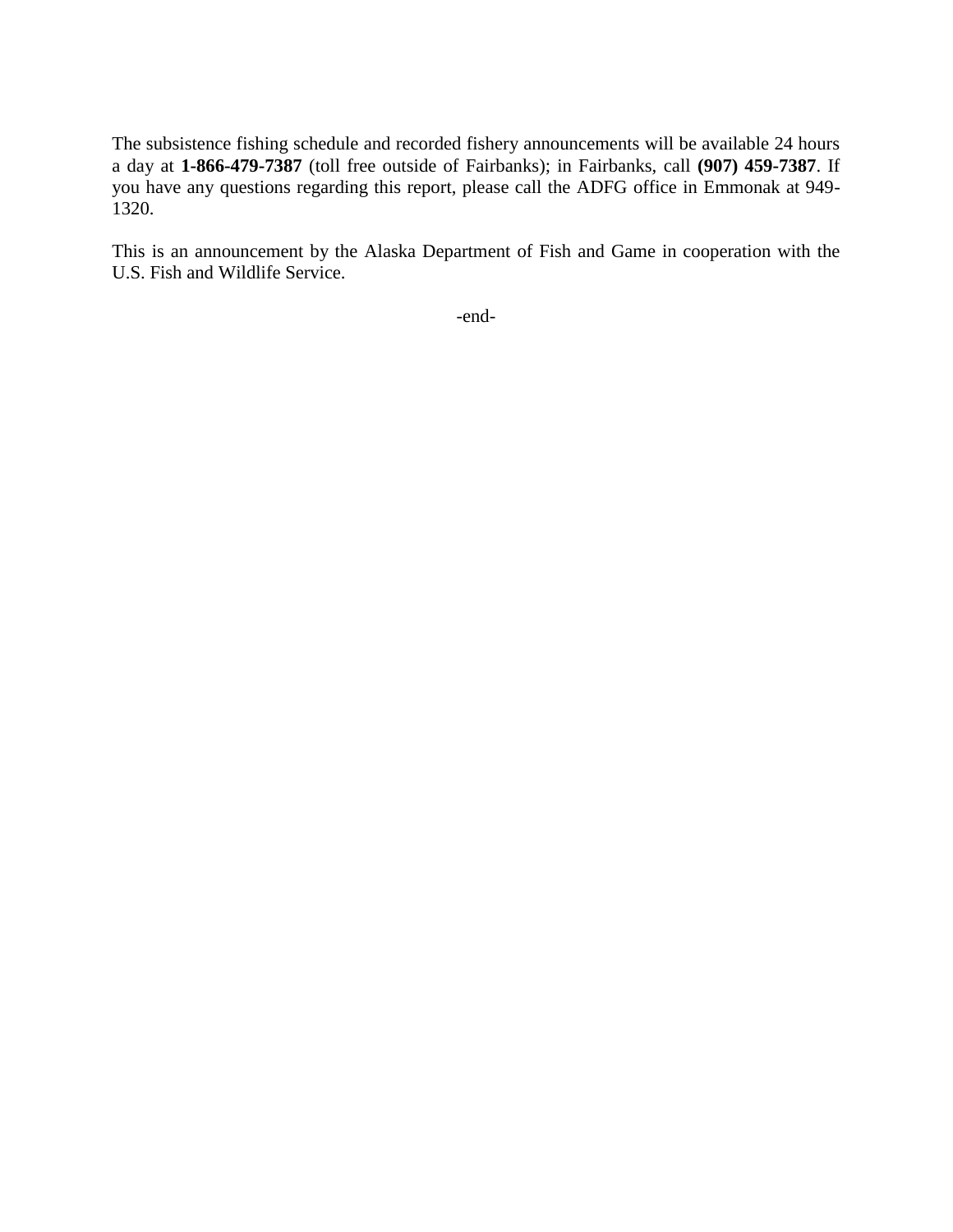The subsistence fishing schedule and recorded fishery announcements will be available 24 hours a day at **1-866-479-7387** (toll free outside of Fairbanks); in Fairbanks, call **(907) 459-7387**. If you have any questions regarding this report, please call the ADFG office in Emmonak at 949-1320.

This is an announcement by the Alaska Department of Fish and Game in cooperation with the U.S. Fish and Wildlife Service.

-end-